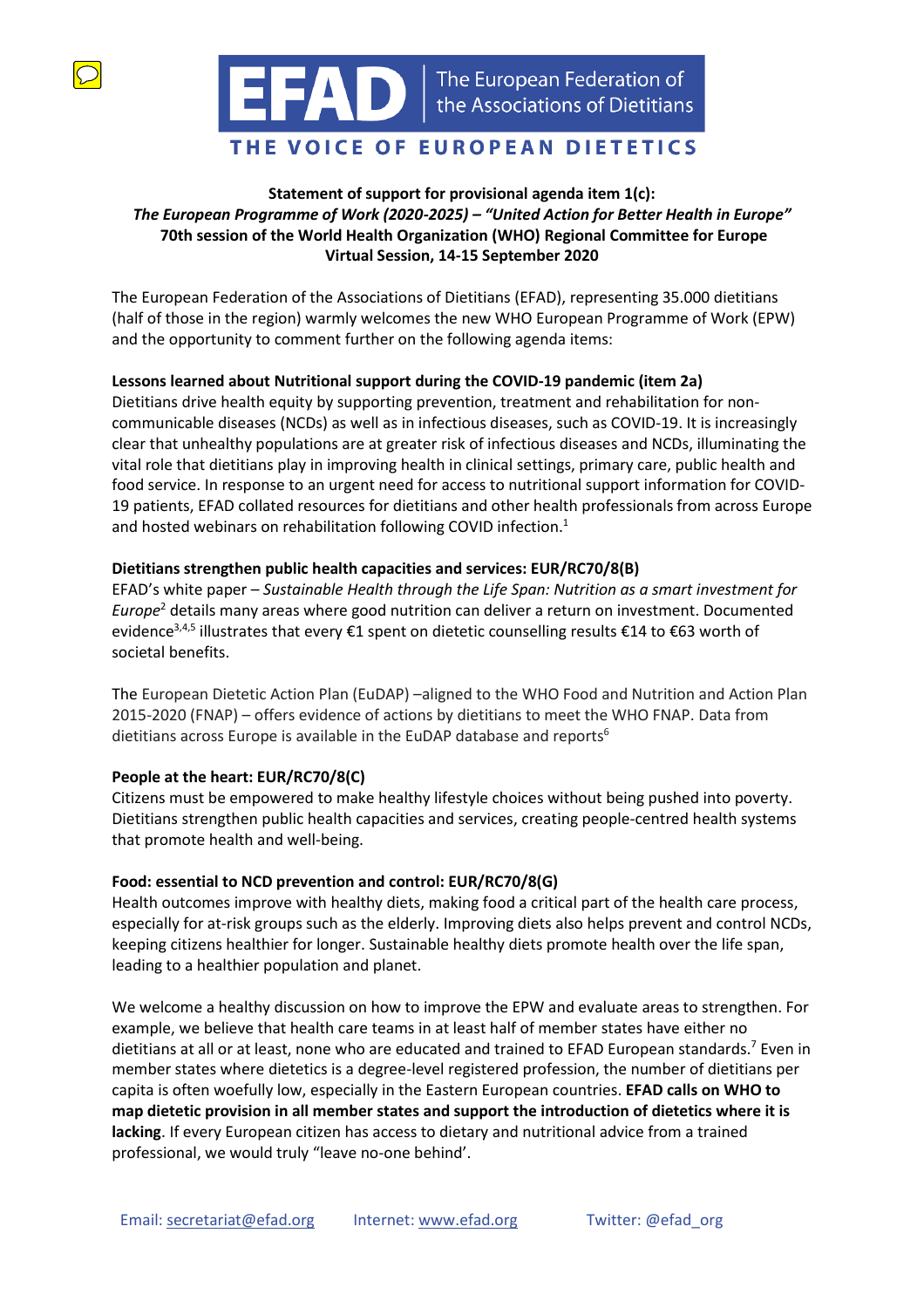EFAD | The European Federation of the Associations of Dietitians

THE VOICE OF EUROPEAN DIETETICS

**Statement of support for provisional agenda item 1(c):**
***The European Programme of Work (2020-2025) – "United Action for Better Health in Europe"***
**70th session of the World Health Organization (WHO) Regional Committee for Europe**
**Virtual Session, 14-15 September 2020**

The European Federation of the Associations of Dietitians (EFAD), representing 35.000 dietitians (half of those in the region) warmly welcomes the new WHO European Programme of Work (EPW) and the opportunity to comment further on the following agenda items:

**Lessons learned about Nutritional support during the COVID-19 pandemic (item 2a)**

Dietitians drive health equity by supporting prevention, treatment and rehabilitation for non-communicable diseases (NCDs) as well as in infectious diseases, such as COVID-19. It is increasingly clear that unhealthy populations are at greater risk of infectious diseases and NCDs, illuminating the vital role that dietitians play in improving health in clinical settings, primary care, public health and food service. In response to an urgent need for access to nutritional support information for COVID-19 patients, EFAD collated resources for dietitians and other health professionals from across Europe and hosted webinars on rehabilitation following COVID infection.[1]

**Dietitians strengthen public health capacities and services: EUR/RC70/8(B)**

EFAD's white paper – *Sustainable Health through the Life Span: Nutrition as a smart investment for Europe*[2] details many areas where good nutrition can deliver a return on investment. Documented evidence[3,4,5] illustrates that every €1 spent on dietetic counselling results €14 to €63 worth of societal benefits.

The European Dietetic Action Plan (EuDAP) –aligned to the WHO Food and Nutrition and Action Plan 2015-2020 (FNAP) – offers evidence of actions by dietitians to meet the WHO FNAP. Data from dietitians across Europe is available in the EuDAP database and reports[6]

**People at the heart: EUR/RC70/8(C)**

Citizens must be empowered to make healthy lifestyle choices without being pushed into poverty. Dietitians strengthen public health capacities and services, creating people-centred health systems that promote health and well-being.

**Food: essential to NCD prevention and control: EUR/RC70/8(G)**

Health outcomes improve with healthy diets, making food a critical part of the health care process, especially for at-risk groups such as the elderly. Improving diets also helps prevent and control NCDs, keeping citizens healthier for longer. Sustainable healthy diets promote health over the life span, leading to a healthier population and planet.

We welcome a healthy discussion on how to improve the EPW and evaluate areas to strengthen. For example, we believe that health care teams in at least half of member states have either no dietitians at all or at least, none who are educated and trained to EFAD European standards.[7] Even in member states where dietetics is a degree-level registered profession, the number of dietitians per capita is often woefully low, especially in the Eastern European countries. **EFAD calls on WHO to map dietetic provision in all member states and support the introduction of dietetics where it is lacking**. If every European citizen has access to dietary and nutritional advice from a trained professional, we would truly "leave no-one behind'.

Email: secretariat@efad.org    Internet: www.efad.org    Twitter: @efad_org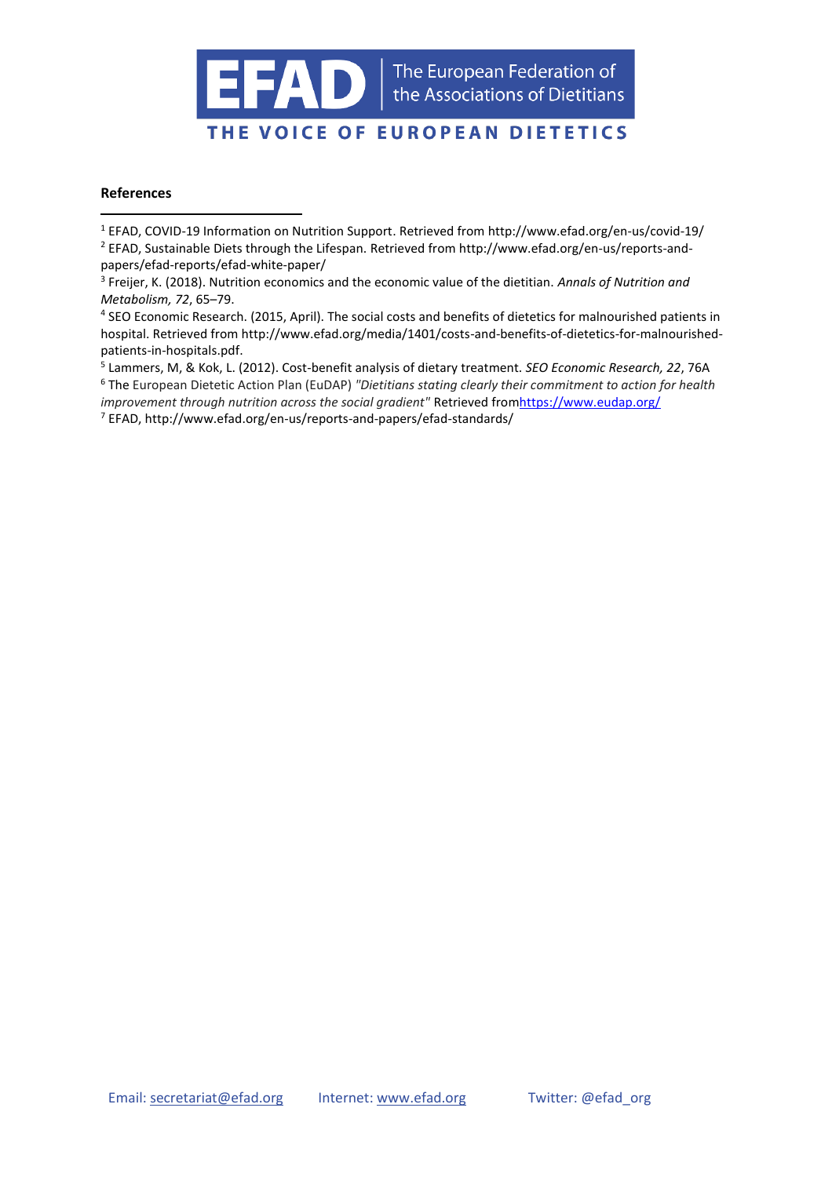**References**

[1] EFAD, COVID-19 Information on Nutrition Support. Retrieved from http://www.efad.org/en-us/covid-19/

[2] EFAD, Sustainable Diets through the Lifespan. Retrieved from http://www.efad.org/en-us/reports-and-papers/efad-reports/efad-white-paper/

[3] Freijer, K. (2018). Nutrition economics and the economic value of the dietitian. *Annals of Nutrition and Metabolism, 72*, 65–79.

[4] SEO Economic Research. (2015, April). The social costs and benefits of dietetics for malnourished patients in hospital. Retrieved from http://www.efad.org/media/1401/costs-and-benefits-of-dietetics-for-malnourished-patients-in-hospitals.pdf.

[5] Lammers, M, & Kok, L. (2012). Cost-benefit analysis of dietary treatment. *SEO Economic Research, 22*, 76A

[6] The European Dietetic Action Plan (EuDAP) *"Dietitians stating clearly their commitment to action for health improvement through nutrition across the social gradient"* Retrieved from[https://www.eudap.org/](https://www.eudap.org/)

[7] EFAD, http://www.efad.org/en-us/reports-and-papers/efad-standards/

Email: secretariat@efad.org Internet: www.efad.org Twitter: @efad_org